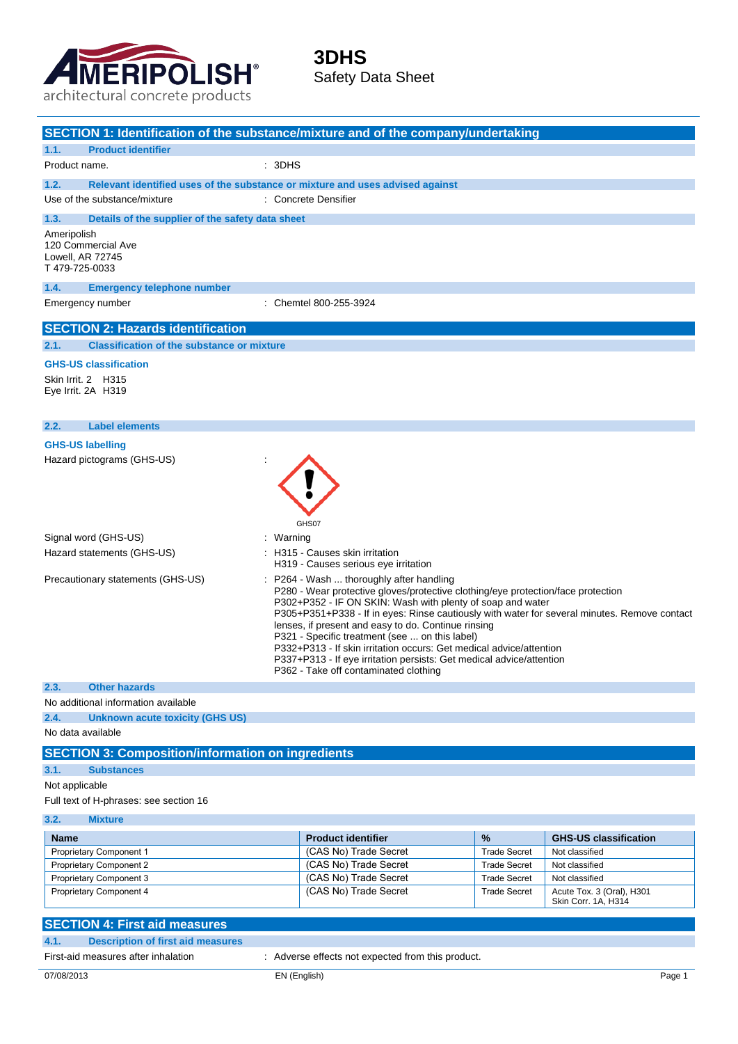# 3DHS

Safety Data Sheet

## SECTION 1: Identification of the substance/mixture and of the company/undertaking

### 1.1. Product identifier

Product name. : 3DHS

### 1.2. Relevant identified uses of the substance or mixture and uses advised against

Use of the substance/mixture : Concrete Densifier

### 1.3. Details of the supplier of the safety data sheet

Ameripolish
120 Commercial Ave
Lowell, AR 72745
T 479-725-0033

### 1.4. Emergency telephone number

Emergency number : Chemtel 800-255-3924

## SECTION 2: Hazards identification

### 2.1. Classification of the substance or mixture

**GHS-US classification**

Skin Irrit. 2 H315
Eye Irrit. 2A H319

### 2.2. Label elements

**GHS-US labelling**

Hazard pictograms (GHS-US) :

GHS07

Signal word (GHS-US) : Warning

Hazard statements (GHS-US) : H315 - Causes skin irritation
H319 - Causes serious eye irritation

Precautionary statements (GHS-US) : P264 - Wash ... thoroughly after handling
P280 - Wear protective gloves/protective clothing/eye protection/face protection
P302+P352 - IF ON SKIN: Wash with plenty of soap and water
P305+P351+P338 - If in eyes: Rinse cautiously with water for several minutes. Remove contact lenses, if present and easy to do. Continue rinsing
P321 - Specific treatment (see ... on this label)
P332+P313 - If skin irritation occurs: Get medical advice/attention
P337+P313 - If eye irritation persists: Get medical advice/attention
P362 - Take off contaminated clothing

### 2.3. Other hazards

No additional information available

### 2.4. Unknown acute toxicity (GHS US)

No data available

## SECTION 3: Composition/information on ingredients

### 3.1. Substances

Not applicable

Full text of H-phrases: see section 16

### 3.2. Mixture

| Name | Product identifier | % | GHS-US classification |
|---|---|---|---|
| Proprietary Component 1 | (CAS No) Trade Secret | Trade Secret | Not classified |
| Proprietary Component 2 | (CAS No) Trade Secret | Trade Secret | Not classified |
| Proprietary Component 3 | (CAS No) Trade Secret | Trade Secret | Not classified |
| Proprietary Component 4 | (CAS No) Trade Secret | Trade Secret | Acute Tox. 3 (Oral), H301<br>Skin Corr. 1A, H314 |

## SECTION 4: First aid measures

### 4.1. Description of first aid measures

First-aid measures after inhalation : Adverse effects not expected from this product.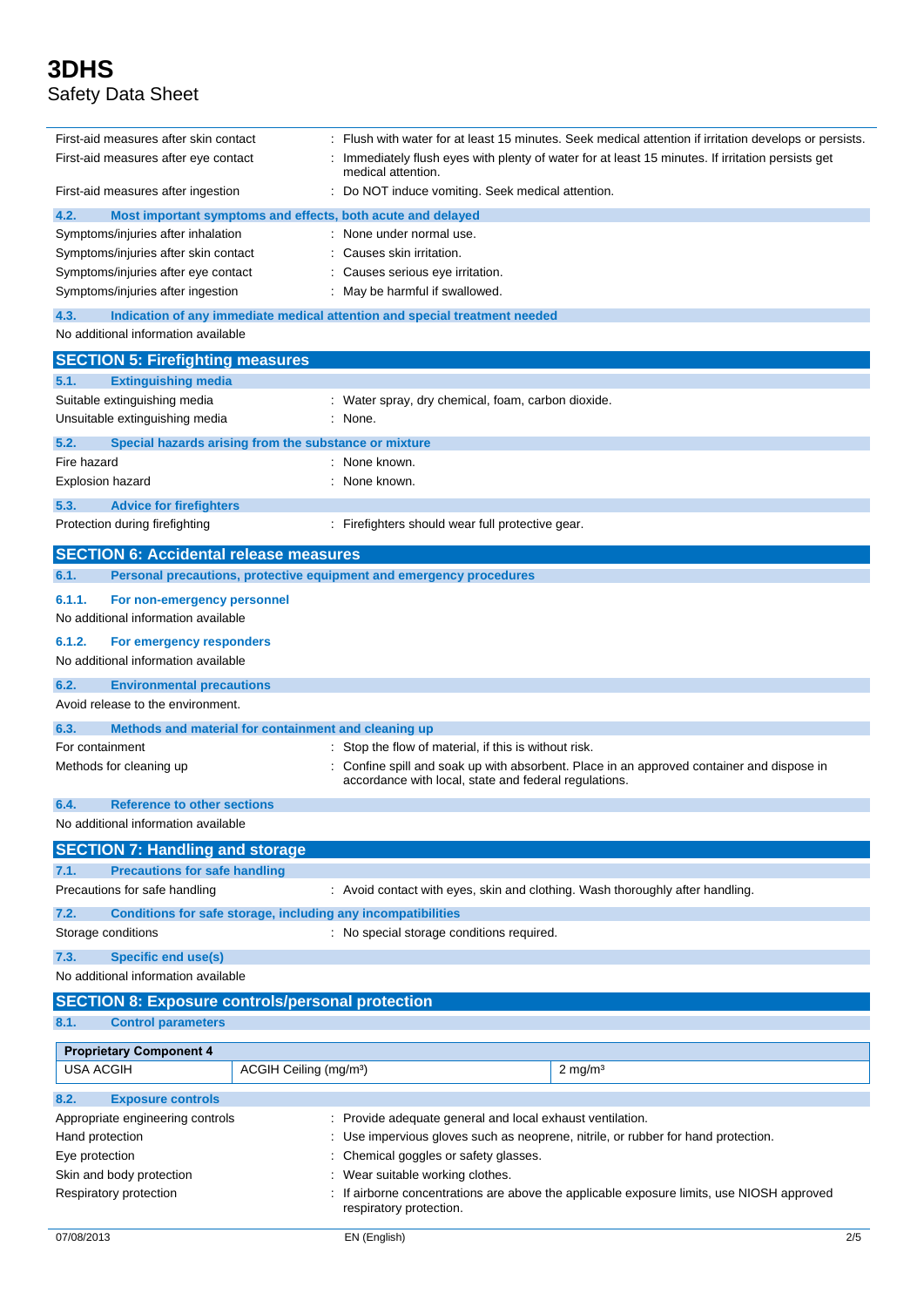First-aid measures after skin contact : Flush with water for at least 15 minutes. Seek medical attention if irritation develops or persists.

First-aid measures after eye contact : Immediately flush eyes with plenty of water for at least 15 minutes. If irritation persists get medical attention.

First-aid measures after ingestion : Do NOT induce vomiting. Seek medical attention.

### 4.2. Most important symptoms and effects, both acute and delayed

Symptoms/injuries after inhalation : None under normal use.

Symptoms/injuries after skin contact : Causes skin irritation.

Symptoms/injuries after eye contact : Causes serious eye irritation.

Symptoms/injuries after ingestion : May be harmful if swallowed.

### 4.3. Indication of any immediate medical attention and special treatment needed

No additional information available

## SECTION 5: Firefighting measures

### 5.1. Extinguishing media

Suitable extinguishing media : Water spray, dry chemical, foam, carbon dioxide.

Unsuitable extinguishing media : None.

### 5.2. Special hazards arising from the substance or mixture

Fire hazard : None known.

Explosion hazard : None known.

### 5.3. Advice for firefighters

Protection during firefighting : Firefighters should wear full protective gear.

## SECTION 6: Accidental release measures

### 6.1. Personal precautions, protective equipment and emergency procedures

#### 6.1.1. For non-emergency personnel

No additional information available

#### 6.1.2. For emergency responders

No additional information available

### 6.2. Environmental precautions

Avoid release to the environment.

### 6.3. Methods and material for containment and cleaning up

For containment : Stop the flow of material, if this is without risk.

Methods for cleaning up : Confine spill and soak up with absorbent. Place in an approved container and dispose in accordance with local, state and federal regulations.

### 6.4. Reference to other sections

No additional information available

## SECTION 7: Handling and storage

### 7.1. Precautions for safe handling

Precautions for safe handling : Avoid contact with eyes, skin and clothing. Wash thoroughly after handling.

### 7.2. Conditions for safe storage, including any incompatibilities

Storage conditions : No special storage conditions required.

### 7.3. Specific end use(s)

No additional information available

## SECTION 8: Exposure controls/personal protection

### 8.1. Control parameters

| Proprietary Component 4 | | |
|---|---|---|
| USA ACGIH | ACGIH Ceiling (mg/m³) | 2 mg/m³ |

### 8.2. Exposure controls

Appropriate engineering controls : Provide adequate general and local exhaust ventilation.

Hand protection : Use impervious gloves such as neoprene, nitrile, or rubber for hand protection.

Eye protection : Chemical goggles or safety glasses.

Skin and body protection : Wear suitable working clothes.

Respiratory protection : If airborne concentrations are above the applicable exposure limits, use NIOSH approved respiratory protection.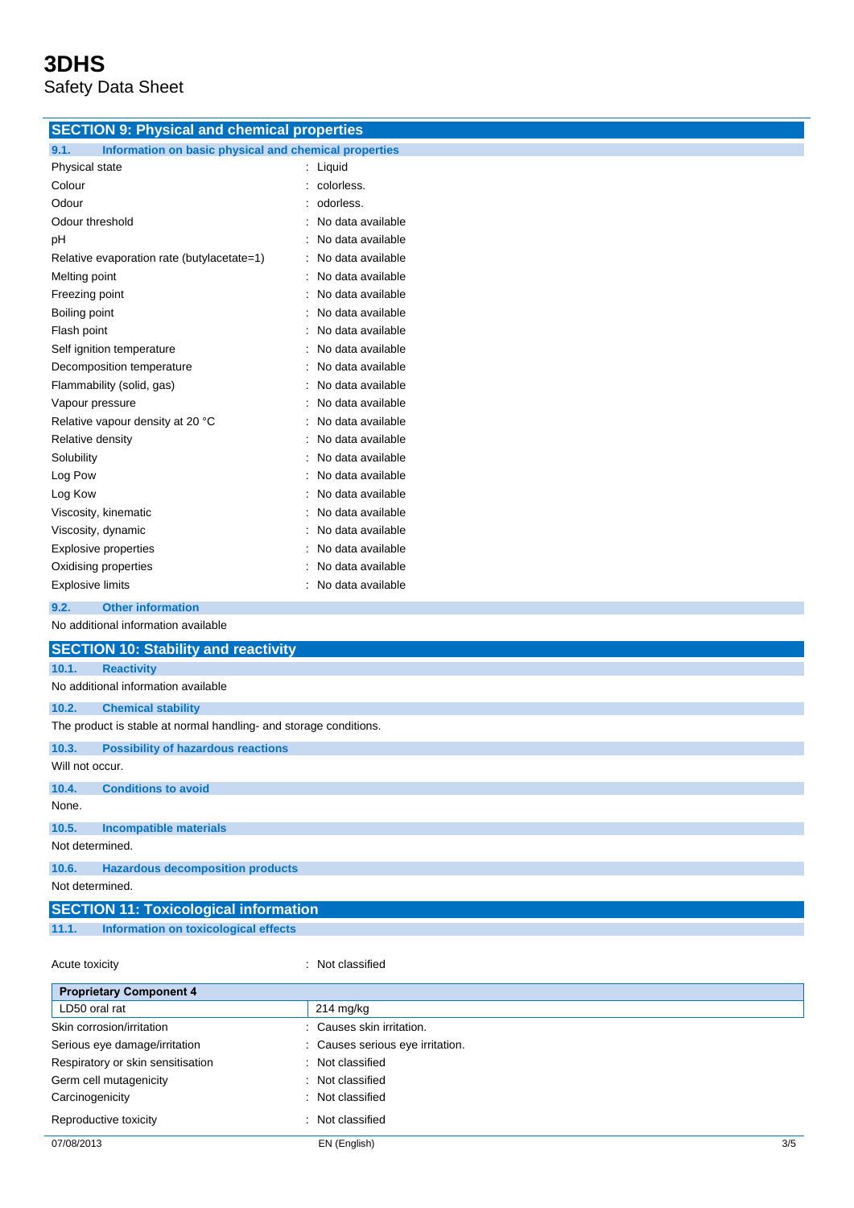## SECTION 9: Physical and chemical properties

### 9.1. Information on basic physical and chemical properties

| | |
|---|---|
| Physical state | : Liquid |
| Colour | : colorless. |
| Odour | : odorless. |
| Odour threshold | : No data available |
| pH | : No data available |
| Relative evaporation rate (butylacetate=1) | : No data available |
| Melting point | : No data available |
| Freezing point | : No data available |
| Boiling point | : No data available |
| Flash point | : No data available |
| Self ignition temperature | : No data available |
| Decomposition temperature | : No data available |
| Flammability (solid, gas) | : No data available |
| Vapour pressure | : No data available |
| Relative vapour density at 20 °C | : No data available |
| Relative density | : No data available |
| Solubility | : No data available |
| Log Pow | : No data available |
| Log Kow | : No data available |
| Viscosity, kinematic | : No data available |
| Viscosity, dynamic | : No data available |
| Explosive properties | : No data available |
| Oxidising properties | : No data available |
| Explosive limits | : No data available |

### 9.2. Other information

No additional information available

## SECTION 10: Stability and reactivity

### 10.1. Reactivity

No additional information available

### 10.2. Chemical stability

The product is stable at normal handling- and storage conditions.

### 10.3. Possibility of hazardous reactions

Will not occur.

### 10.4. Conditions to avoid

None.

### 10.5. Incompatible materials

Not determined.

### 10.6. Hazardous decomposition products

Not determined.

## SECTION 11: Toxicological information

### 11.1. Information on toxicological effects

Acute toxicity : Not classified

| Proprietary Component 4 | |
|---|---|
| LD50 oral rat | 214 mg/kg |

| | |
|---|---|
| Skin corrosion/irritation | : Causes skin irritation. |
| Serious eye damage/irritation | : Causes serious eye irritation. |
| Respiratory or skin sensitisation | : Not classified |
| Germ cell mutagenicity | : Not classified |
| Carcinogenicity | : Not classified |
| Reproductive toxicity | : Not classified |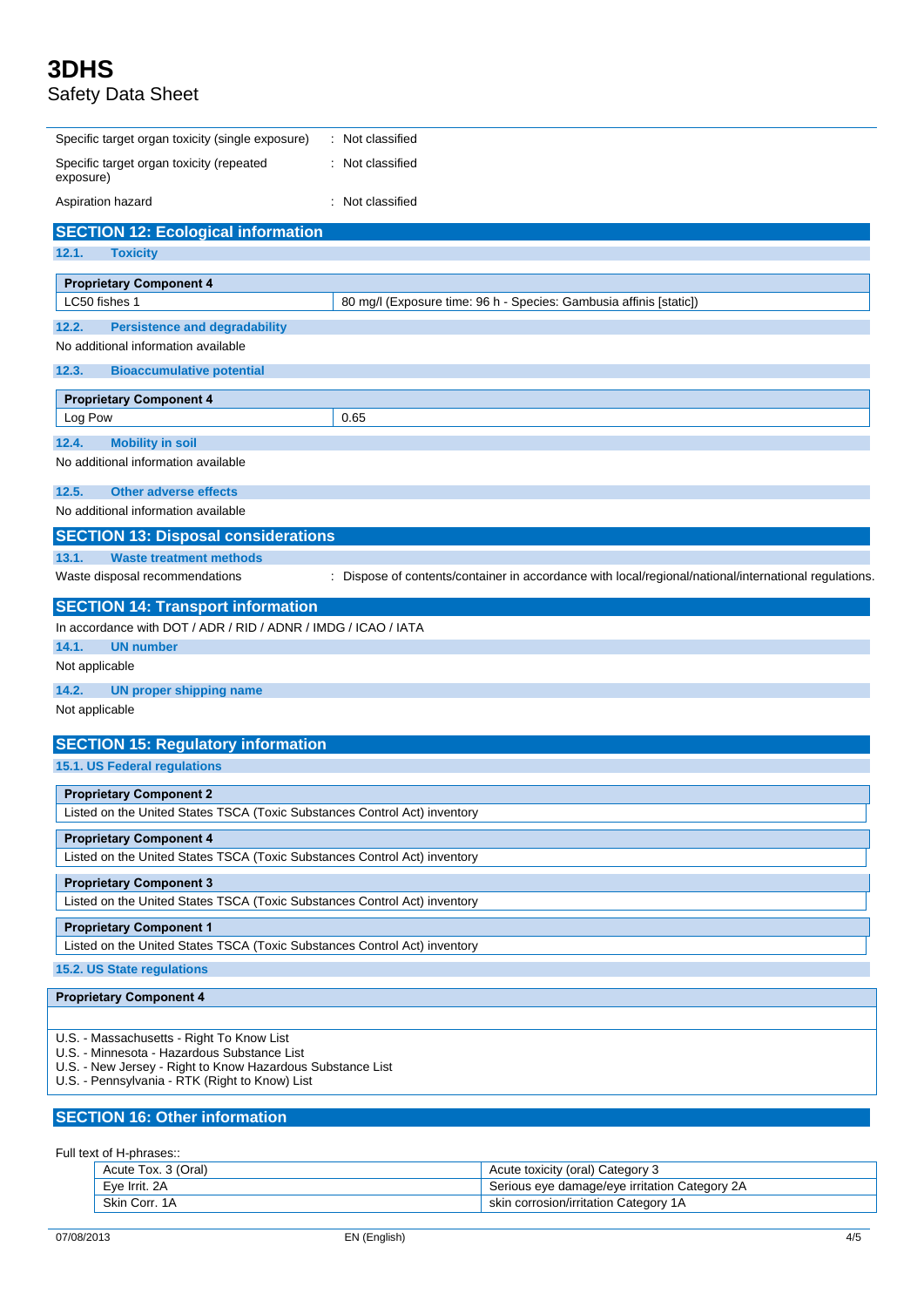| | |
|---|---|
| Specific target organ toxicity (single exposure) | : Not classified |
| Specific target organ toxicity (repeated exposure) | : Not classified |
| Aspiration hazard | : Not classified |

## SECTION 12: Ecological information

### 12.1. Toxicity

| Proprietary Component 4 | |
|---|---|
| LC50 fishes 1 | 80 mg/l (Exposure time: 96 h - Species: Gambusia affinis [static]) |

### 12.2. Persistence and degradability

No additional information available

### 12.3. Bioaccumulative potential

| Proprietary Component 4 | |
|---|---|
| Log Pow | 0.65 |

### 12.4. Mobility in soil

No additional information available

### 12.5. Other adverse effects

No additional information available

## SECTION 13: Disposal considerations

### 13.1. Waste treatment methods

Waste disposal recommendations : Dispose of contents/container in accordance with local/regional/national/international regulations.

## SECTION 14: Transport information

In accordance with DOT / ADR / RID / ADNR / IMDG / ICAO / IATA

### 14.1. UN number

Not applicable

### 14.2. UN proper shipping name

Not applicable

## SECTION 15: Regulatory information

### 15.1. US Federal regulations

| Proprietary Component 2 |
|---|
| Listed on the United States TSCA (Toxic Substances Control Act) inventory |

| Proprietary Component 4 |
|---|
| Listed on the United States TSCA (Toxic Substances Control Act) inventory |

| Proprietary Component 3 |
|---|
| Listed on the United States TSCA (Toxic Substances Control Act) inventory |

| Proprietary Component 1 |
|---|
| Listed on the United States TSCA (Toxic Substances Control Act) inventory |

### 15.2. US State regulations

**Proprietary Component 4**

U.S. - Massachusetts - Right To Know List
U.S. - Minnesota - Hazardous Substance List
U.S. - New Jersey - Right to Know Hazardous Substance List
U.S. - Pennsylvania - RTK (Right to Know) List

## SECTION 16: Other information

Full text of H-phrases::

| | |
|---|---|
| Acute Tox. 3 (Oral) | Acute toxicity (oral) Category 3 |
| Eye Irrit. 2A | Serious eye damage/eye irritation Category 2A |
| Skin Corr. 1A | skin corrosion/irritation Category 1A |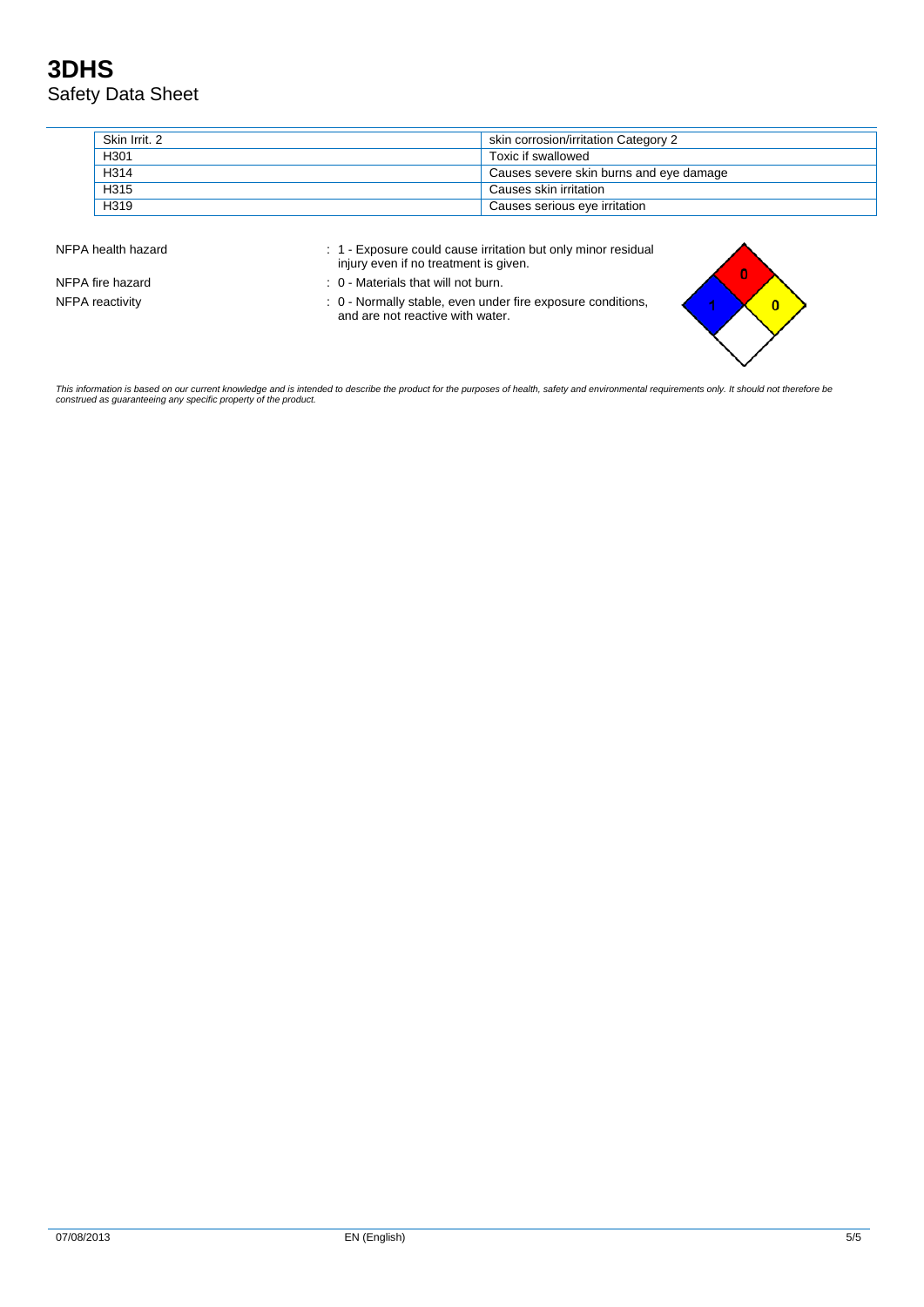| | |
|---|---|
| Skin Irrit. 2 | skin corrosion/irritation Category 2 |
| H301 | Toxic if swallowed |
| H314 | Causes severe skin burns and eye damage |
| H315 | Causes skin irritation |
| H319 | Causes serious eye irritation |

NFPA health hazard : 1 - Exposure could cause irritation but only minor residual injury even if no treatment is given.

NFPA fire hazard : 0 - Materials that will not burn.

NFPA reactivity : 0 - Normally stable, even under fire exposure conditions, and are not reactive with water.

0
1
0

*This information is based on our current knowledge and is intended to describe the product for the purposes of health, safety and environmental requirements only. It should not therefore be construed as guaranteeing any specific property of the product.*